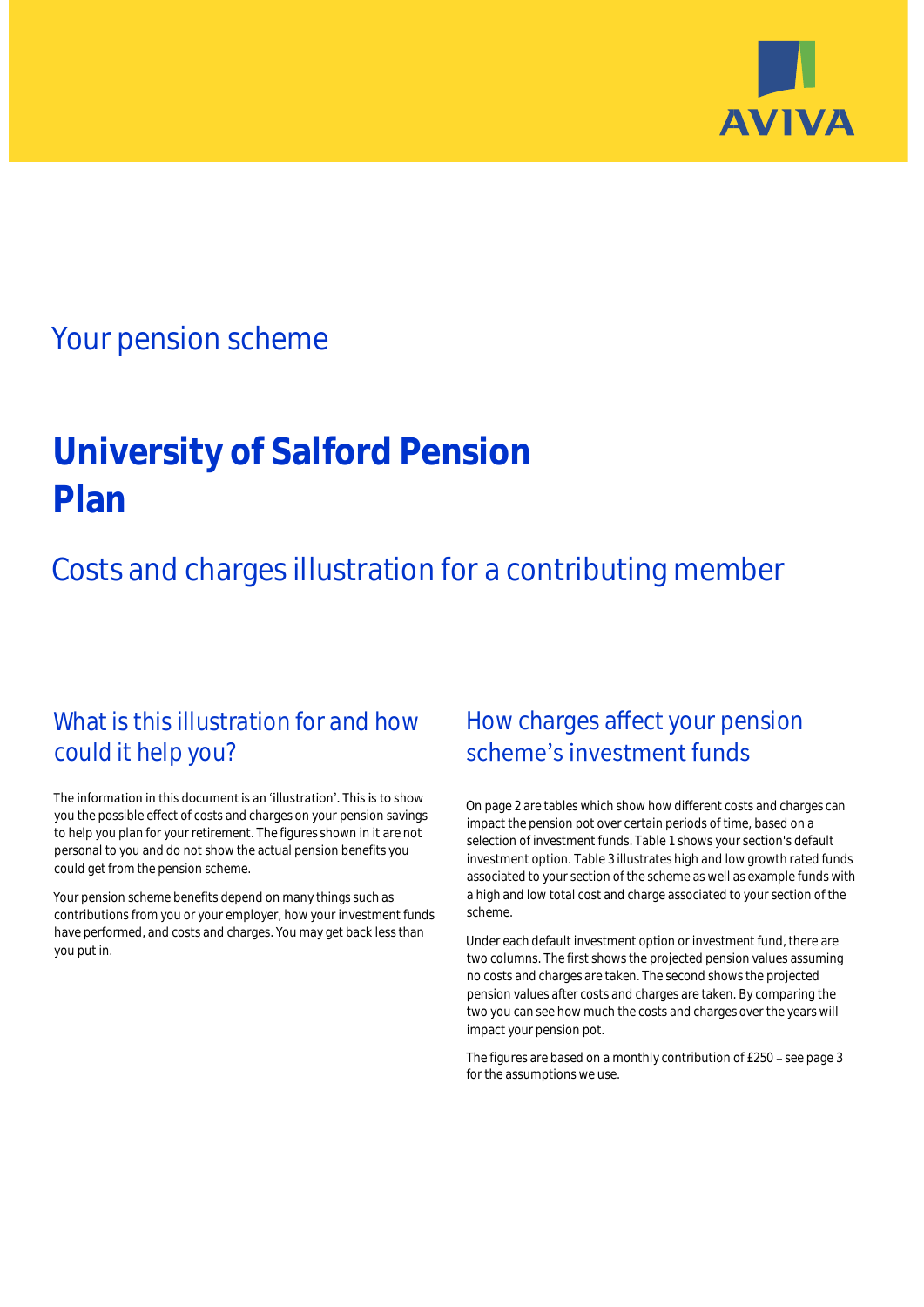AVIVA

## Your pension scheme

# University of Salford Pension Plan

## Costs and charges illustration for a contributing member

### What is this illustration for and how could it help you?

The information in this document is an 'illustration'. This is to show you the possible effect of costs and charges on your pension savings to help you plan for your retirement. The figures shown in it are not personal to you and do not show the actual pension benefits you could get from the pension scheme.

Your pension scheme benefits depend on many things such as contributions from you or your employer, how your investment funds have performed, and costs and charges. You may get back less than you put in.

### How charges affect your pension scheme's investment funds

On page 2 are tables which show how different costs and charges can impact the pension pot over certain periods of time, based on a selection of investment funds. Table 1 shows your section's default investment option. Table 3 illustrates high and low growth rated funds associated to your section of the scheme as well as example funds with a high and low total cost and charge associated to your section of the scheme.

Under each default investment option or investment fund, there are two columns. The first shows the projected pension values assuming no costs and charges are taken. The second shows the projected pension values after costs and charges are taken. By comparing the two you can see how much the costs and charges over the years will impact your pension pot.

The figures are based on a monthly contribution of £250 – see page 3 for the assumptions we use.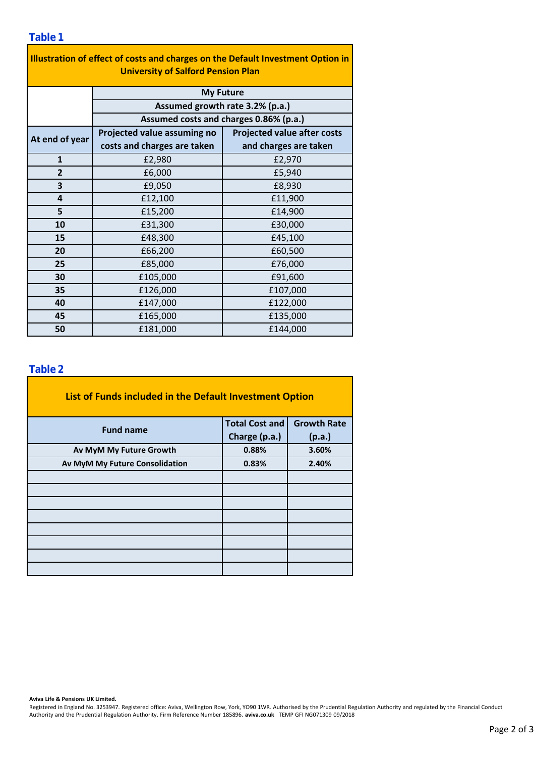### Table 1

| Illustration of effect of costs and charges on the Default Investment Option in University of Salford Pension Plan | | |
|---|---|---|
| | **My Future** | |
| | **Assumed growth rate 3.2% (p.a.)** | |
| | **Assumed costs and charges 0.86% (p.a.)** | |
| **At end of year** | **Projected value assuming no costs and charges are taken** | **Projected value after costs and charges are taken** |
| **1** | £2,980 | £2,970 |
| **2** | £6,000 | £5,940 |
| **3** | £9,050 | £8,930 |
| **4** | £12,100 | £11,900 |
| **5** | £15,200 | £14,900 |
| **10** | £31,300 | £30,000 |
| **15** | £48,300 | £45,100 |
| **20** | £66,200 | £60,500 |
| **25** | £85,000 | £76,000 |
| **30** | £105,000 | £91,600 |
| **35** | £126,000 | £107,000 |
| **40** | £147,000 | £122,000 |
| **45** | £165,000 | £135,000 |
| **50** | £181,000 | £144,000 |

### Table 2

| List of Funds included in the Default Investment Option | | |
|---|---|---|
| **Fund name** | **Total Cost and Charge (p.a.)** | **Growth Rate (p.a.)** |
| **Av MyM My Future Growth** | **0.88%** | **3.60%** |
| **Av MyM My Future Consolidation** | **0.83%** | **2.40%** |
| | | |
| | | |
| | | |
| | | |
| | | |
| | | |
| | | |
| | | |

**Aviva Life & Pensions UK Limited.**
Registered in England No. 3253947. Registered office: Aviva, Wellington Row, York, YO90 1WR. Authorised by the Prudential Regulation Authority and regulated by the Financial Conduct Authority and the Prudential Regulation Authority. Firm Reference Number 185896. **aviva.co.uk** TEMP GFI NG071309 09/2018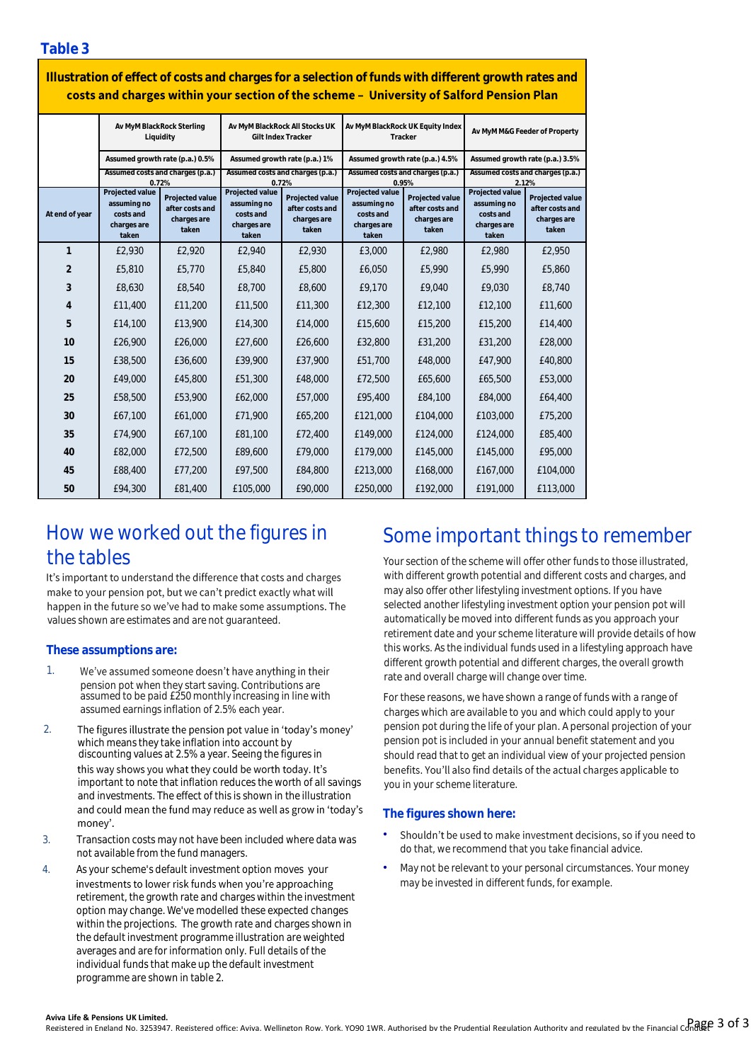## Table 3

| Illustration of effect of costs and charges for a selection of funds with different growth rates and costs and charges within your section of the scheme – University of Salford Pension Plan | | | | | | | | |
|---|---|---|---|---|---|---|---|---|
| | Av MyM BlackRock Sterling Liquidity | | Av MyM BlackRock All Stocks UK Gilt Index Tracker | | Av MyM BlackRock UK Equity Index Tracker | | Av MyM M&G Feeder of Property | |
| | Assumed growth rate (p.a.) 0.5% | | Assumed growth rate (p.a.) 1% | | Assumed growth rate (p.a.) 4.5% | | Assumed growth rate (p.a.) 3.5% | |
| | Assumed costs and charges (p.a.) 0.72% | | Assumed costs and charges (p.a.) 0.72% | | Assumed costs and charges (p.a.) 0.95% | | Assumed costs and charges (p.a.) 2.12% | |
| At end of year | Projected value assuming no costs and charges are taken | Projected value after costs and charges are taken | Projected value assuming no costs and charges are taken | Projected value after costs and charges are taken | Projected value assuming no costs and charges are taken | Projected value after costs and charges are taken | Projected value assuming no costs and charges are taken | Projected value after costs and charges are taken |
| 1 | £2,930 | £2,920 | £2,940 | £2,930 | £3,000 | £2,980 | £2,980 | £2,950 |
| 2 | £5,810 | £5,770 | £5,840 | £5,800 | £6,050 | £5,990 | £5,990 | £5,860 |
| 3 | £8,630 | £8,540 | £8,700 | £8,600 | £9,170 | £9,040 | £9,030 | £8,740 |
| 4 | £11,400 | £11,200 | £11,500 | £11,300 | £12,300 | £12,100 | £12,100 | £11,600 |
| 5 | £14,100 | £13,900 | £14,300 | £14,000 | £15,600 | £15,200 | £15,200 | £14,400 |
| 10 | £26,900 | £26,000 | £27,600 | £26,600 | £32,800 | £31,200 | £31,200 | £28,000 |
| 15 | £38,500 | £36,600 | £39,900 | £37,900 | £51,700 | £48,000 | £47,900 | £40,800 |
| 20 | £49,000 | £45,800 | £51,300 | £48,000 | £72,500 | £65,600 | £65,500 | £53,000 |
| 25 | £58,500 | £53,900 | £62,000 | £57,000 | £95,400 | £84,100 | £84,000 | £64,400 |
| 30 | £67,100 | £61,000 | £71,900 | £65,200 | £121,000 | £104,000 | £103,000 | £75,200 |
| 35 | £74,900 | £67,100 | £81,100 | £72,400 | £149,000 | £124,000 | £124,000 | £85,400 |
| 40 | £82,000 | £72,500 | £89,600 | £79,000 | £179,000 | £145,000 | £145,000 | £95,000 |
| 45 | £88,400 | £77,200 | £97,500 | £84,800 | £213,000 | £168,000 | £167,000 | £104,000 |
| 50 | £94,300 | £81,400 | £105,000 | £90,000 | £250,000 | £192,000 | £191,000 | £113,000 |

# How we worked out the figures in the tables

It's important to understand the difference that costs and charges make to your pension pot, but we can't predict exactly what will happen in the future so we've had to make some assumptions. The values shown are estimates and are not guaranteed.

### These assumptions are:

1. We've assumed someone doesn't have anything in their pension pot when they start saving. Contributions are assumed to be paid £250 monthly increasing in line with assumed earnings inflation of 2.5% each year.
2. The figures illustrate the pension pot value in 'today's money' which means they take inflation into account by discounting values at 2.5% a year. Seeing the figures in this way shows you what they could be worth today. It's important to note that inflation reduces the worth of all savings and investments. The effect of this is shown in the illustration and could mean the fund may reduce as well as grow in 'today's money'.
3. Transaction costs may not have been included where data was not available from the fund managers.
4. As your scheme's default investment option moves your investments to lower risk funds when you're approaching retirement, the growth rate and charges within the investment option may change. We've modelled these expected changes within the projections. The growth rate and charges shown in the default investment programme illustration are weighted averages and are for information only. Full details of the individual funds that make up the default investment programme are shown in table 2.

# Some important things to remember

Your section of the scheme will offer other funds to those illustrated, with different growth potential and different costs and charges, and may also offer other lifestyling investment options. If you have selected another lifestyling investment option your pension pot will automatically be moved into different funds as you approach your retirement date and your scheme literature will provide details of how this works. As the individual funds used in a lifestyling approach have different growth potential and different charges, the overall growth rate and overall charge will change over time.

For these reasons, we have shown a range of funds with a range of charges which are available to you and which could apply to your pension pot during the life of your plan. A personal projection of your pension pot is included in your annual benefit statement and you should read that to get an individual view of your projected pension benefits. You'll also find details of the actual charges applicable to you in your scheme literature.

### The figures shown here:

- Shouldn't be used to make investment decisions, so if you need to do that, we recommend that you take financial advice.
- May not be relevant to your personal circumstances. Your money may be invested in different funds, for example.

**Aviva Life & Pensions UK Limited.**
Registered in England No. 3253947. Registered office: Aviva, Wellington Row, York, YO90 1WR. Authorised by the Prudential Regulation Authority and regulated by the Financial Conduct